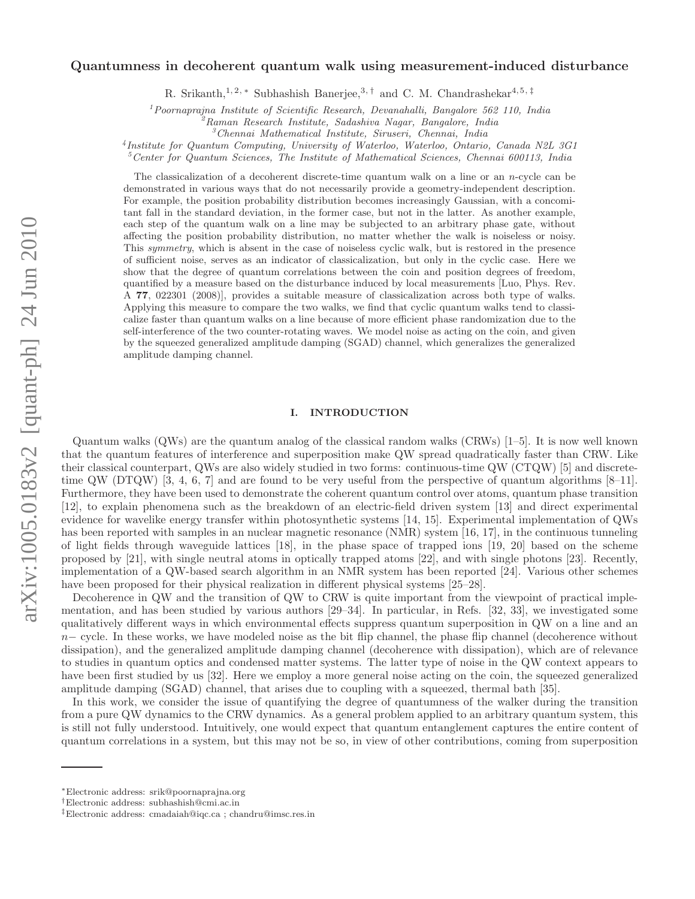# Quantumness in decoherent quantum walk using measurement-induced disturbance

R. Srikanth,[1,2,*] Subhashish Banerjee,[3,†] and C. M. Chandrashekar[4,5,‡]

[1]Poornaprajna Institute of Scientific Research, Devanahalli, Bangalore 562 110, India
[2]Raman Research Institute, Sadashiva Nagar, Bangalore, India
[3]Chennai Mathematical Institute, Siruseri, Chennai, India
[4]Institute for Quantum Computing, University of Waterloo, Waterloo, Ontario, Canada N2L 3G1
[5]Center for Quantum Sciences, The Institute of Mathematical Sciences, Chennai 600113, India

The classicalization of a decoherent discrete-time quantum walk on a line or an $n$-cycle can be demonstrated in various ways that do not necessarily provide a geometry-independent description. For example, the position probability distribution becomes increasingly Gaussian, with a concomitant fall in the standard deviation, in the former case, but not in the latter. As another example, each step of the quantum walk on a line may be subjected to an arbitrary phase gate, without affecting the position probability distribution, no matter whether the walk is noiseless or noisy. This *symmetry*, which is absent in the case of noiseless cyclic walk, but is restored in the presence of sufficient noise, serves as an indicator of classicalization, but only in the cyclic case. Here we show that the degree of quantum correlations between the coin and position degrees of freedom, quantified by a measure based on the disturbance induced by local measurements [Luo, Phys. Rev. A **77**, 022301 (2008)], provides a suitable measure of classicalization across both type of walks. Applying this measure to compare the two walks, we find that cyclic quantum walks tend to classicalize faster than quantum walks on a line because of more efficient phase randomization due to the self-interference of the two counter-rotating waves. We model noise as acting on the coin, and given by the squeezed generalized amplitude damping (SGAD) channel, which generalizes the generalized amplitude damping channel.

## I. INTRODUCTION

Quantum walks (QWs) are the quantum analog of the classical random walks (CRWs) [1–5]. It is now well known that the quantum features of interference and superposition make QW spread quadratically faster than CRW. Like their classical counterpart, QWs are also widely studied in two forms: continuous-time QW (CTQW) [5] and discrete-time QW (DTQW) [3, 4, 6, 7] and are found to be very useful from the perspective of quantum algorithms [8–11]. Furthermore, they have been used to demonstrate the coherent quantum control over atoms, quantum phase transition [12], to explain phenomena such as the breakdown of an electric-field driven system [13] and direct experimental evidence for wavelike energy transfer within photosynthetic systems [14, 15]. Experimental implementation of QWs has been reported with samples in an nuclear magnetic resonance (NMR) system [16, 17], in the continuous tunneling of light fields through waveguide lattices [18], in the phase space of trapped ions [19, 20] based on the scheme proposed by [21], with single neutral atoms in optically trapped atoms [22], and with single photons [23]. Recently, implementation of a QW-based search algorithm in an NMR system has been reported [24]. Various other schemes have been proposed for their physical realization in different physical systems [25–28].

Decoherence in QW and the transition of QW to CRW is quite important from the viewpoint of practical implementation, and has been studied by various authors [29–34]. In particular, in Refs. [32, 33], we investigated some qualitatively different ways in which environmental effects suppress quantum superposition in QW on a line and an $n-$ cycle. In these works, we have modeled noise as the bit flip channel, the phase flip channel (decoherence without dissipation), and the generalized amplitude damping channel (decoherence with dissipation), which are of relevance to studies in quantum optics and condensed matter systems. The latter type of noise in the QW context appears to have been first studied by us [32]. Here we employ a more general noise acting on the coin, the squeezed generalized amplitude damping (SGAD) channel, that arises due to coupling with a squeezed, thermal bath [35].

In this work, we consider the issue of quantifying the degree of quantumness of the walker during the transition from a pure QW dynamics to the CRW dynamics. As a general problem applied to an arbitrary quantum system, this is still not fully understood. Intuitively, one would expect that quantum entanglement captures the entire content of quantum correlations in a system, but this may not be so, in view of other contributions, coming from superposition

*Electronic address: srik@poornaprajna.org
†Electronic address: subhashish@cmi.ac.in
‡Electronic address: cmadaiah@iqc.ca ; chandru@imsc.res.in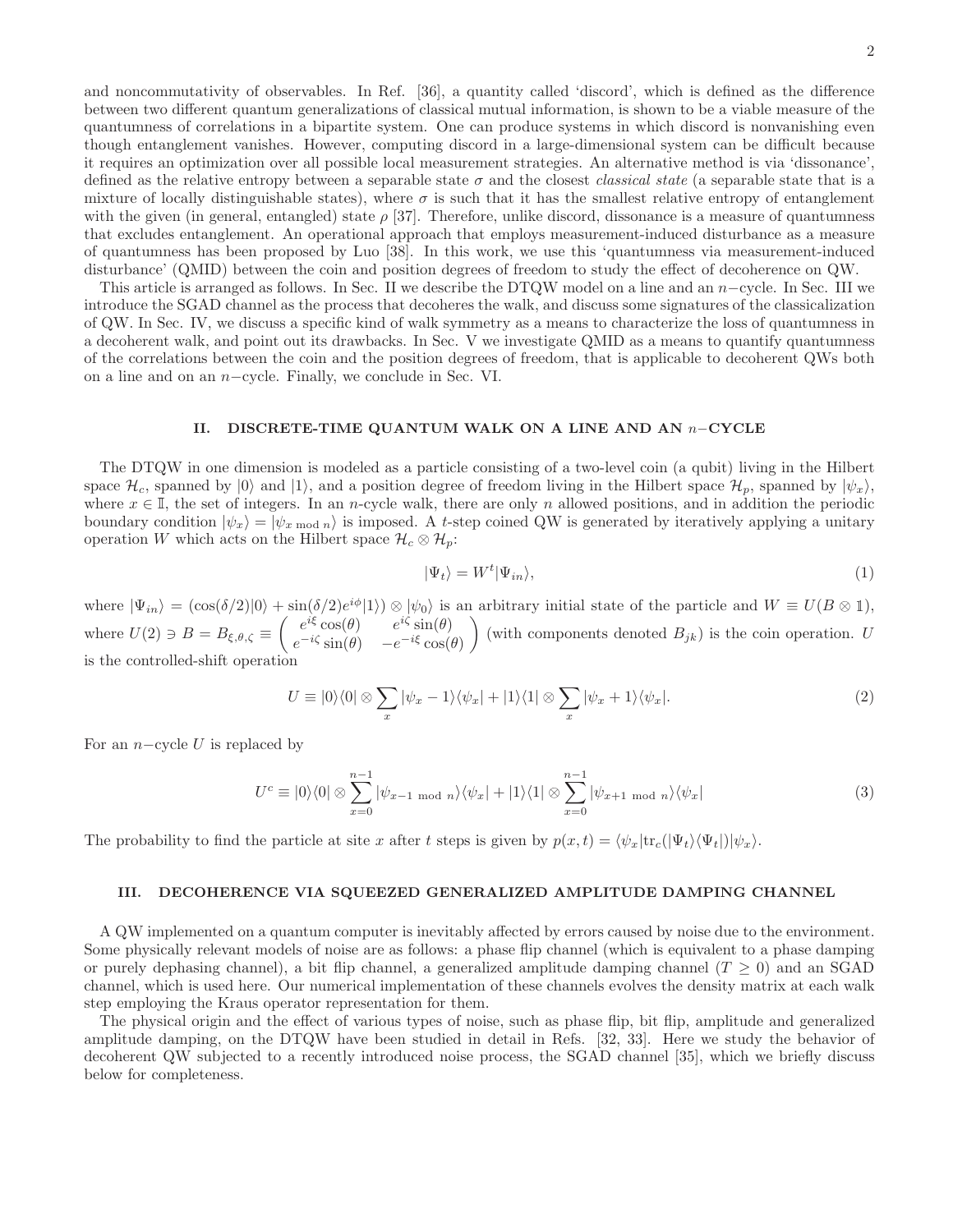and noncommutativity of observables. In Ref. [36], a quantity called 'discord', which is defined as the difference between two different quantum generalizations of classical mutual information, is shown to be a viable measure of the quantumness of correlations in a bipartite system. One can produce systems in which discord is nonvanishing even though entanglement vanishes. However, computing discord in a large-dimensional system can be difficult because it requires an optimization over all possible local measurement strategies. An alternative method is via 'dissonance', defined as the relative entropy between a separable state $\sigma$ and the closest *classical state* (a separable state that is a mixture of locally distinguishable states), where $\sigma$ is such that it has the smallest relative entropy of entanglement with the given (in general, entangled) state $\rho$ [37]. Therefore, unlike discord, dissonance is a measure of quantumness that excludes entanglement. An operational approach that employs measurement-induced disturbance as a measure of quantumness has been proposed by Luo [38]. In this work, we use this 'quantumness via measurement-induced disturbance' (QMID) between the coin and position degrees of freedom to study the effect of decoherence on QW.

This article is arranged as follows. In Sec. II we describe the DTQW model on a line and an $n-$cycle. In Sec. III we introduce the SGAD channel as the process that decoheres the walk, and discuss some signatures of the classicalization of QW. In Sec. IV, we discuss a specific kind of walk symmetry as a means to characterize the loss of quantumness in a decoherent walk, and point out its drawbacks. In Sec. V we investigate QMID as a means to quantify quantumness of the correlations between the coin and the position degrees of freedom, that is applicable to decoherent QWs both on a line and on an $n-$cycle. Finally, we conclude in Sec. VI.

## II. DISCRETE-TIME QUANTUM WALK ON A LINE AND AN $n-$CYCLE

The DTQW in one dimension is modeled as a particle consisting of a two-level coin (a qubit) living in the Hilbert space $\mathcal{H}_c$, spanned by $|0\rangle$ and $|1\rangle$, and a position degree of freedom living in the Hilbert space $\mathcal{H}_p$, spanned by $|\psi_x\rangle$, where $x \in \mathbb{I}$, the set of integers. In an $n$-cycle walk, there are only $n$ allowed positions, and in addition the periodic boundary condition $|\psi_x\rangle = |\psi_{x \bmod n}\rangle$ is imposed. A $t$-step coined QW is generated by iteratively applying a unitary operation $W$ which acts on the Hilbert space $\mathcal{H}_c \otimes \mathcal{H}_p$:

$$|\Psi_t\rangle = W^t |\Psi_{in}\rangle, \tag{1}$$

where $|\Psi_{in}\rangle = (\cos(\delta/2)|0\rangle + \sin(\delta/2)e^{i\phi}|1\rangle) \otimes |\psi_0\rangle$ is an arbitrary initial state of the particle and $W \equiv U(B \otimes \mathbb{1})$, where $U(2) \ni B = B_{\xi,\theta,\zeta} \equiv \begin{pmatrix} e^{i\xi}\cos(\theta) & e^{i\zeta}\sin(\theta) \\ e^{-i\zeta}\sin(\theta) & -e^{-i\xi}\cos(\theta) \end{pmatrix}$ (with components denoted $B_{jk}$) is the coin operation. $U$ is the controlled-shift operation

$$U \equiv |0\rangle\langle 0| \otimes \sum_x |\psi_x - 1\rangle\langle\psi_x| + |1\rangle\langle 1| \otimes \sum_x |\psi_x + 1\rangle\langle\psi_x|. \tag{2}$$

For an $n-$cycle $U$ is replaced by

$$U^c \equiv |0\rangle\langle 0| \otimes \sum_{x=0}^{n-1} |\psi_{x-1 \bmod n}\rangle\langle\psi_x| + |1\rangle\langle 1| \otimes \sum_{x=0}^{n-1} |\psi_{x+1 \bmod n}\rangle\langle\psi_x| \tag{3}$$

The probability to find the particle at site $x$ after $t$ steps is given by $p(x,t) = \langle\psi_x|\mathrm{tr}_c(|\Psi_t\rangle\langle\Psi_t|)|\psi_x\rangle$.

## III. DECOHERENCE VIA SQUEEZED GENERALIZED AMPLITUDE DAMPING CHANNEL

A QW implemented on a quantum computer is inevitably affected by errors caused by noise due to the environment. Some physically relevant models of noise are as follows: a phase flip channel (which is equivalent to a phase damping or purely dephasing channel), a bit flip channel, a generalized amplitude damping channel ($T \geq 0$) and an SGAD channel, which is used here. Our numerical implementation of these channels evolves the density matrix at each walk step employing the Kraus operator representation for them.

The physical origin and the effect of various types of noise, such as phase flip, bit flip, amplitude and generalized amplitude damping, on the DTQW have been studied in detail in Refs. [32, 33]. Here we study the behavior of decoherent QW subjected to a recently introduced noise process, the SGAD channel [35], which we briefly discuss below for completeness.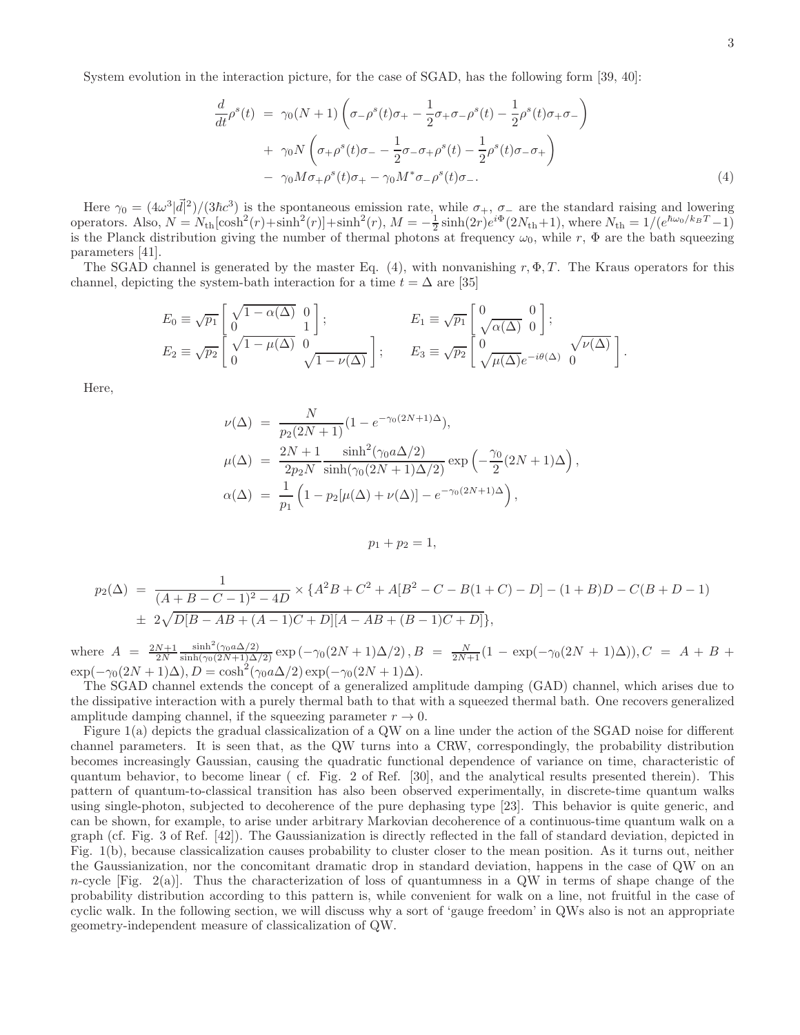System evolution in the interaction picture, for the case of SGAD, has the following form [39, 40]:

$$
\begin{aligned}
\frac{d}{dt}\rho^s(t) &= \gamma_0(N+1)\left(\sigma_-\rho^s(t)\sigma_+ - \frac{1}{2}\sigma_+\sigma_-\rho^s(t) - \frac{1}{2}\rho^s(t)\sigma_+\sigma_-\right) \\
&+ \gamma_0 N\left(\sigma_+\rho^s(t)\sigma_- - \frac{1}{2}\sigma_-\sigma_+\rho^s(t) - \frac{1}{2}\rho^s(t)\sigma_-\sigma_+\right) \\
&- \gamma_0 M\sigma_+\rho^s(t)\sigma_+ - \gamma_0 M^*\sigma_-\rho^s(t)\sigma_-.
\end{aligned} \tag{4}
$$

Here $\gamma_0 = (4\omega^3|\vec{d}|^2)/(3\hbar c^3)$ is the spontaneous emission rate, while $\sigma_+$, $\sigma_-$ are the standard raising and lowering operators. Also, $N = N_{\rm th}[\cosh^2(r)+\sinh^2(r)]+\sinh^2(r)$, $M = -\frac{1}{2}\sinh(2r)e^{i\Phi}(2N_{\rm th}+1)$, where $N_{\rm th} = 1/(e^{\hbar\omega_0/k_BT}-1)$ is the Planck distribution giving the number of thermal photons at frequency $\omega_0$, while $r$, $\Phi$ are the bath squeezing parameters [41].

The SGAD channel is generated by the master Eq. (4), with nonvanishing $r, \Phi, T$. The Kraus operators for this channel, depicting the system-bath interaction for a time $t = \Delta$ are [35]

$$
E_0 \equiv \sqrt{p_1}\begin{bmatrix} \sqrt{1-\alpha(\Delta)} & 0 \\ 0 & 1 \end{bmatrix}; \qquad E_1 \equiv \sqrt{p_1}\begin{bmatrix} 0 & 0 \\ \sqrt{\alpha(\Delta)} & 0 \end{bmatrix};
$$

$$
E_2 \equiv \sqrt{p_2}\begin{bmatrix} \sqrt{1-\mu(\Delta)} & 0 \\ 0 & \sqrt{1-\nu(\Delta)} \end{bmatrix}; \qquad E_3 \equiv \sqrt{p_2}\begin{bmatrix} 0 & \sqrt{\nu(\Delta)} \\ \sqrt{\mu(\Delta)}e^{-i\theta(\Delta)} & 0 \end{bmatrix}.
$$

Here,

$$
\begin{aligned}
\nu(\Delta) &= \frac{N}{p_2(2N+1)}(1-e^{-\gamma_0(2N+1)\Delta}), \\
\mu(\Delta) &= \frac{2N+1}{2p_2N}\frac{\sinh^2(\gamma_0 a\Delta/2)}{\sinh(\gamma_0(2N+1)\Delta/2)}\exp\left(-\frac{\gamma_0}{2}(2N+1)\Delta\right), \\
\alpha(\Delta) &= \frac{1}{p_1}\left(1-p_2[\mu(\Delta)+\nu(\Delta)] - e^{-\gamma_0(2N+1)\Delta}\right),
\end{aligned}
$$

$$
p_1 + p_2 = 1,
$$

$$
\begin{aligned}
p_2(\Delta) &= \frac{1}{(A+B-C-1)^2-4D} \times \{A^2B + C^2 + A[B^2 - C - B(1+C) - D] - (1+B)D - C(B+D-1) \\
&\pm 2\sqrt{D[B-AB+(A-1)C+D][A-AB+(B-1)C+D]}\},
\end{aligned}
$$

where $A = \frac{2N+1}{2N}\frac{\sinh^2(\gamma_0 a\Delta/2)}{\sinh(\gamma_0(2N+1)\Delta/2)}\exp\left(-\gamma_0(2N+1)\Delta/2\right)$, $B = \frac{N}{2N+1}(1-\exp(-\gamma_0(2N+1)\Delta))$, $C = A + B + \exp(-\gamma_0(2N+1)\Delta)$, $D = \cosh^2(\gamma_0 a\Delta/2)\exp(-\gamma_0(2N+1)\Delta)$.

The SGAD channel extends the concept of a generalized amplitude damping (GAD) channel, which arises due to the dissipative interaction with a purely thermal bath to that with a squeezed thermal bath. One recovers generalized amplitude damping channel, if the squeezing parameter $r \to 0$.

Figure 1(a) depicts the gradual classicalization of a QW on a line under the action of the SGAD noise for different channel parameters. It is seen that, as the QW turns into a CRW, correspondingly, the probability distribution becomes increasingly Gaussian, causing the quadratic functional dependence of variance on time, characteristic of quantum behavior, to become linear ( cf. Fig. 2 of Ref. [30], and the analytical results presented therein). This pattern of quantum-to-classical transition has also been observed experimentally, in discrete-time quantum walks using single-photon, subjected to decoherence of the pure dephasing type [23]. This behavior is quite generic, and can be shown, for example, to arise under arbitrary Markovian decoherence of a continuous-time quantum walk on a graph (cf. Fig. 3 of Ref. [42]). The Gaussianization is directly reflected in the fall of standard deviation, depicted in Fig. 1(b), because classicalization causes probability to cluster closer to the mean position. As it turns out, neither the Gaussianization, nor the concomitant dramatic drop in standard deviation, happens in the case of QW on an $n$-cycle [Fig. 2(a)]. Thus the characterization of loss of quantumness in a QW in terms of shape change of the probability distribution according to this pattern is, while convenient for walk on a line, not fruitful in the case of cyclic walk. In the following section, we will discuss why a sort of 'gauge freedom' in QWs also is not an appropriate geometry-independent measure of classicalization of QW.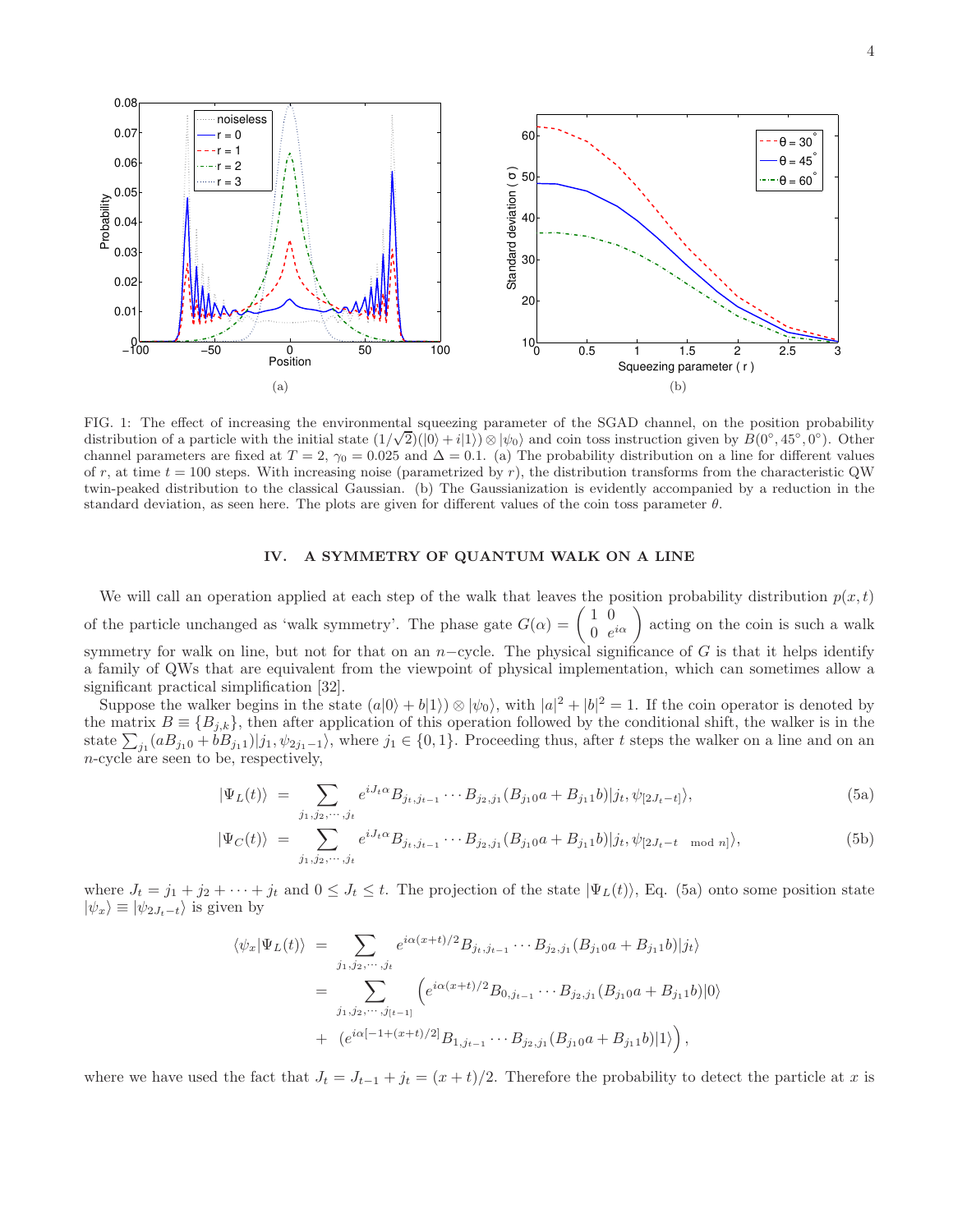FIG. 1: The effect of increasing the environmental squeezing parameter of the SGAD channel, on the position probability distribution of a particle with the initial state $(1/\sqrt{2})(|0\rangle + i|1\rangle) \otimes |\psi_0\rangle$ and coin toss instruction given by $B(0°, 45°, 0°)$. Other channel parameters are fixed at $T = 2$, $\gamma_0 = 0.025$ and $\Delta = 0.1$. (a) The probability distribution on a line for different values of $r$, at time $t = 100$ steps. With increasing noise (parametrized by $r$), the distribution transforms from the characteristic QW twin-peaked distribution to the classical Gaussian. (b) The Gaussianization is evidently accompanied by a reduction in the standard deviation, as seen here. The plots are given for different values of the coin toss parameter $\theta$.

## IV. A SYMMETRY OF QUANTUM WALK ON A LINE

We will call an operation applied at each step of the walk that leaves the position probability distribution $p(x, t)$ of the particle unchanged as 'walk symmetry'. The phase gate $G(\alpha) = \begin{pmatrix} 1 & 0 \\ 0 & e^{i\alpha} \end{pmatrix}$ acting on the coin is such a walk symmetry for walk on line, but not for that on an $n-$cycle. The physical significance of $G$ is that it helps identify a family of QWs that are equivalent from the viewpoint of physical implementation, which can sometimes allow a significant practical simplification [32].

Suppose the walker begins in the state $(a|0\rangle + b|1\rangle) \otimes |\psi_0\rangle$, with $|a|^2 + |b|^2 = 1$. If the coin operator is denoted by the matrix $B \equiv \{B_{j,k}\}$, then after application of this operation followed by the conditional shift, the walker is in the state $\sum_{j_1}(aB_{j_1 0} + bB_{j_1 1})|j_1, \psi_{2j_1-1}\rangle$, where $j_1 \in \{0, 1\}$. Proceeding thus, after $t$ steps the walker on a line and on an $n$-cycle are seen to be, respectively,

$$|\Psi_L(t)\rangle = \sum_{j_1,j_2,\cdots,j_t} e^{iJ_t\alpha} B_{j_t,j_{t-1}} \cdots B_{j_2,j_1}(B_{j_1 0}a + B_{j_1 1}b)|j_t, \psi_{[2J_t-t]}\rangle, \tag{5a}$$

$$|\Psi_C(t)\rangle = \sum_{j_1,j_2,\cdots,j_t} e^{iJ_t\alpha} B_{j_t,j_{t-1}} \cdots B_{j_2,j_1}(B_{j_1 0}a + B_{j_1 1}b)|j_t, \psi_{[2J_t-t \mod n]}\rangle, \tag{5b}$$

where $J_t = j_1 + j_2 + \cdots + j_t$ and $0 \le J_t \le t$. The projection of the state $|\Psi_L(t)\rangle$, Eq. (5a) onto some position state $|\psi_x\rangle \equiv |\psi_{2J_t-t}\rangle$ is given by

$$\begin{aligned}
\langle\psi_x|\Psi_L(t)\rangle &= \sum_{j_1,j_2,\cdots,j_t} e^{i\alpha(x+t)/2} B_{j_t,j_{t-1}} \cdots B_{j_2,j_1}(B_{j_1 0}a + B_{j_1 1}b)|j_t\rangle \\
&= \sum_{j_1,j_2,\cdots,j_{[t-1]}} \Big(e^{i\alpha(x+t)/2} B_{0,j_{t-1}} \cdots B_{j_2,j_1}(B_{j_1 0}a + B_{j_1 1}b)|0\rangle \\
&+ \ (e^{i\alpha[-1+(x+t)/2]} B_{1,j_{t-1}} \cdots B_{j_2,j_1}(B_{j_1 0}a + B_{j_1 1}b)|1\rangle\Big),
\end{aligned}$$

where we have used the fact that $J_t = J_{t-1} + j_t = (x + t)/2$. Therefore the probability to detect the particle at $x$ is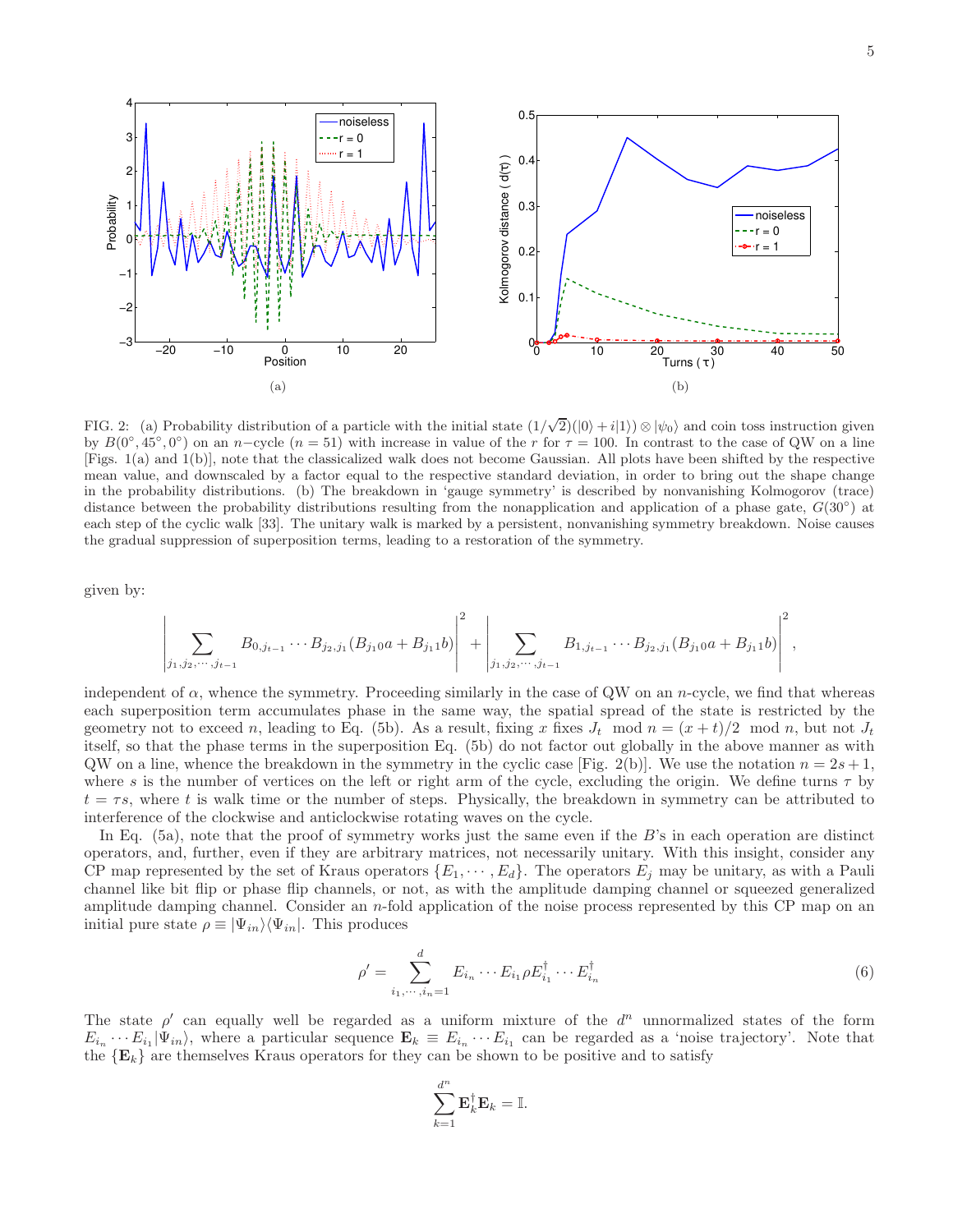FIG. 2: (a) Probability distribution of a particle with the initial state $(1/\sqrt{2})(|0\rangle + i|1\rangle) \otimes |\psi_0\rangle$ and coin toss instruction given by $B(0^\circ, 45^\circ, 0^\circ)$ on an $n$−cycle ($n = 51$) with increase in value of the $r$ for $\tau = 100$. In contrast to the case of QW on a line [Figs. 1(a) and 1(b)], note that the classicalized walk does not become Gaussian. All plots have been shifted by the respective mean value, and downscaled by a factor equal to the respective standard deviation, in order to bring out the shape change in the probability distributions. (b) The breakdown in 'gauge symmetry' is described by nonvanishing Kolmogorov (trace) distance between the probability distributions resulting from the nonapplication and application of a phase gate, $G(30^\circ)$ at each step of the cyclic walk [33]. The unitary walk is marked by a persistent, nonvanishing symmetry breakdown. Noise causes the gradual suppression of superposition terms, leading to a restoration of the symmetry.

given by:

$$\left| \sum_{j_1, j_2, \cdots, j_{t-1}} B_{0, j_{t-1}} \cdots B_{j_2, j_1} (B_{j_1 0} a + B_{j_1 1} b) \right|^2 + \left| \sum_{j_1, j_2, \cdots, j_{t-1}} B_{1, j_{t-1}} \cdots B_{j_2, j_1} (B_{j_1 0} a + B_{j_1 1} b) \right|^2,$$

independent of $\alpha$, whence the symmetry. Proceeding similarly in the case of QW on an $n$-cycle, we find that whereas each superposition term accumulates phase in the same way, the spatial spread of the state is restricted by the geometry not to exceed $n$, leading to Eq. (5b). As a result, fixing $x$ fixes $J_t \mod n = (x+t)/2 \mod n$, but not $J_t$ itself, so that the phase terms in the superposition Eq. (5b) do not factor out globally in the above manner as with QW on a line, whence the breakdown in the symmetry in the cyclic case [Fig. 2(b)]. We use the notation $n = 2s+1$, where $s$ is the number of vertices on the left or right arm of the cycle, excluding the origin. We define turns $\tau$ by $t = \tau s$, where $t$ is walk time or the number of steps. Physically, the breakdown in symmetry can be attributed to interference of the clockwise and anticlockwise rotating waves on the cycle.

In Eq. (5a), note that the proof of symmetry works just the same even if the $B$'s in each operation are distinct operators, and, further, even if they are arbitrary matrices, not necessarily unitary. With this insight, consider any CP map represented by the set of Kraus operators $\{E_1, \cdots, E_d\}$. The operators $E_j$ may be unitary, as with a Pauli channel like bit flip or phase flip channels, or not, as with the amplitude damping channel or squeezed generalized amplitude damping channel. Consider an $n$-fold application of the noise process represented by this CP map on an initial pure state $\rho \equiv |\Psi_{in}\rangle\langle\Psi_{in}|$. This produces

$$\rho' = \sum_{i_1, \cdots, i_n = 1}^{d} E_{i_n} \cdots E_{i_1} \rho E_{i_1}^\dagger \cdots E_{i_n}^\dagger \tag{6}$$

The state $\rho'$ can equally well be regarded as a uniform mixture of the $d^n$ unnormalized states of the form $E_{i_n} \cdots E_{i_1} |\Psi_{in}\rangle$, where a particular sequence $\mathbf{E}_k \equiv E_{i_n} \cdots E_{i_1}$ can be regarded as a 'noise trajectory'. Note that the $\{\mathbf{E}_k\}$ are themselves Kraus operators for they can be shown to be positive and to satisfy

$$\sum_{k=1}^{d^n} \mathbf{E}_k^\dagger \mathbf{E}_k = \mathbb{I}.$$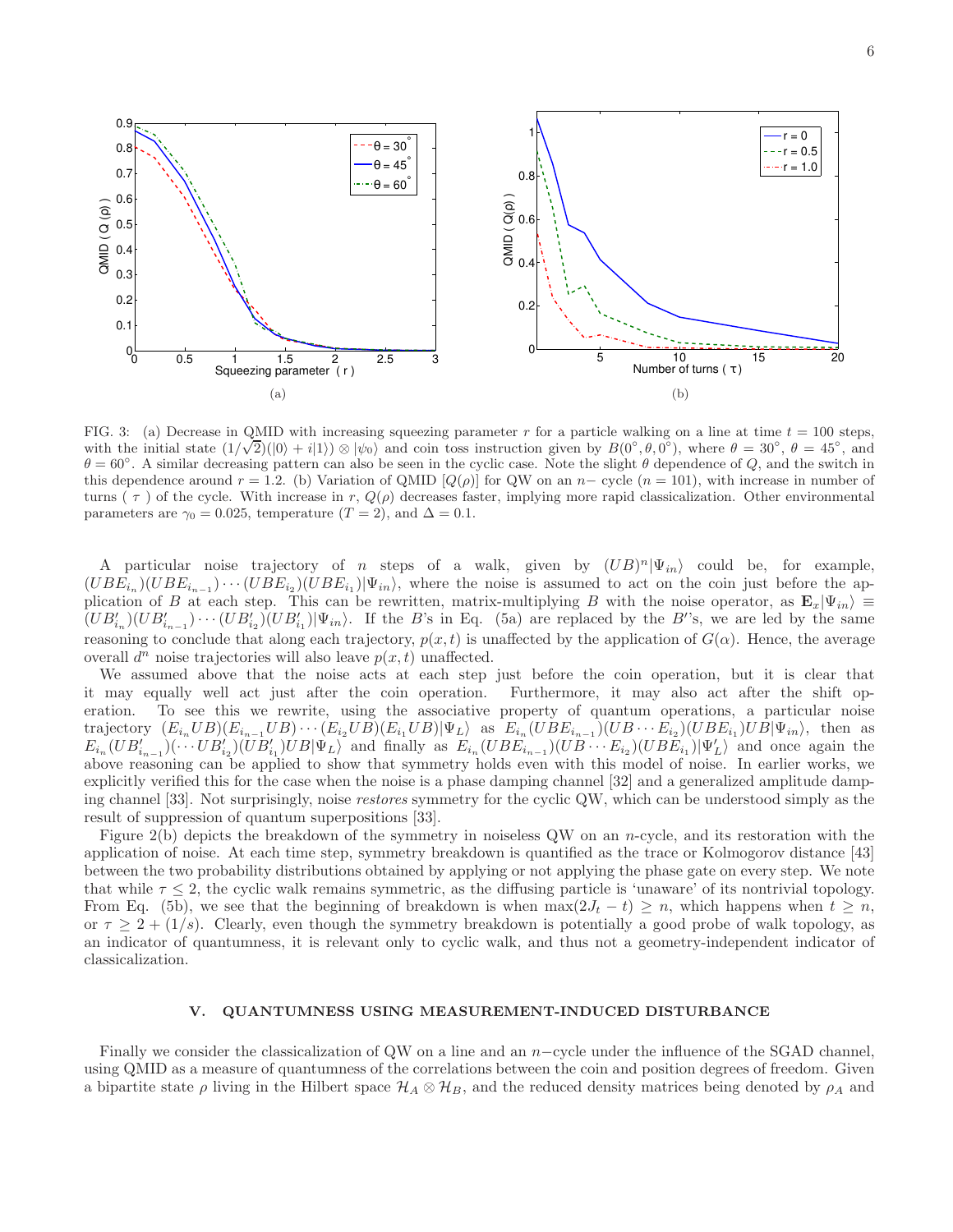FIG. 3: (a) Decrease in QMID with increasing squeezing parameter $r$ for a particle walking on a line at time $t = 100$ steps, with the initial state $(1/\sqrt{2})(|0\rangle + i|1\rangle) \otimes |\psi_0\rangle$ and coin toss instruction given by $B(0^\circ, \theta, 0^\circ)$, where $\theta = 30^\circ$, $\theta = 45^\circ$, and $\theta = 60^\circ$. A similar decreasing pattern can also be seen in the cyclic case. Note the slight $\theta$ dependence of $Q$, and the switch in this dependence around $r = 1.2$. (b) Variation of QMID $[Q(\rho)]$ for QW on an $n-$ cycle ($n = 101$), with increase in number of turns ( $\tau$ ) of the cycle. With increase in $r$, $Q(\rho)$ decreases faster, implying more rapid classicalization. Other environmental parameters are $\gamma_0 = 0.025$, temperature ($T = 2$), and $\Delta = 0.1$.

A particular noise trajectory of $n$ steps of a walk, given by $(UB)^n|\Psi_{in}\rangle$ could be, for example, $(UBE_{i_n})(UBE_{i_{n-1}})\cdots(UBE_{i_2})(UBE_{i_1})|\Psi_{in}\rangle$, where the noise is assumed to act on the coin just before the application of $B$ at each step. This can be rewritten, matrix-multiplying $B$ with the noise operator, as $\mathbf{E}_x|\Psi_{in}\rangle \equiv (UB'_{i_n})(UB'_{i_{n-1}})\cdots(UB'_{i_2})(UB'_{i_1})|\Psi_{in}\rangle$. If the $B$'s in Eq. (5a) are replaced by the $B'$'s, we are led by the same reasoning to conclude that along each trajectory, $p(x,t)$ is unaffected by the application of $G(\alpha)$. Hence, the average overall $d^n$ noise trajectories will also leave $p(x,t)$ unaffected.

We assumed above that the noise acts at each step just before the coin operation, but it is clear that it may equally well act just after the coin operation. Furthermore, it may also act after the shift operation. To see this we rewrite, using the associative property of quantum operations, a particular noise trajectory $(E_{i_n}UB)(E_{i_{n-1}}UB)\cdots(E_{i_2}UB)(E_{i_1}UB)|\Psi_L\rangle$ as $E_{i_n}(UBE_{i_{n-1}})(UB\cdots E_{i_2})(UBE_{i_1})UB|\Psi_{in}\rangle$, then as $E_{i_n}(UB'_{i_{n-1}})(\cdots UB'_{i_2})(UB'_{i_1})UB|\Psi_L\rangle$ and finally as $E_{i_n}(UBE_{i_{n-1}})(UB\cdots E_{i_2})(UBE_{i_1})|\Psi'_L\rangle$ and once again the above reasoning can be applied to show that symmetry holds even with this model of noise. In earlier works, we explicitly verified this for the case when the noise is a phase damping channel [32] and a generalized amplitude damping channel [33]. Not surprisingly, noise *restores* symmetry for the cyclic QW, which can be understood simply as the result of suppression of quantum superpositions [33].

Figure 2(b) depicts the breakdown of the symmetry in noiseless QW on an $n$-cycle, and its restoration with the application of noise. At each time step, symmetry breakdown is quantified as the trace or Kolmogorov distance [43] between the two probability distributions obtained by applying or not applying the phase gate on every step. We note that while $\tau \leq 2$, the cyclic walk remains symmetric, as the diffusing particle is 'unaware' of its nontrivial topology. From Eq. (5b), we see that the beginning of breakdown is when $\max(2J_t - t) \geq n$, which happens when $t \geq n$, or $\tau \geq 2 + (1/s)$. Clearly, even though the symmetry breakdown is potentially a good probe of walk topology, as an indicator of quantumness, it is relevant only to cyclic walk, and thus not a geometry-independent indicator of classicalization.

## V. QUANTUMNESS USING MEASUREMENT-INDUCED DISTURBANCE

Finally we consider the classicalization of QW on a line and an $n-$cycle under the influence of the SGAD channel, using QMID as a measure of quantumness of the correlations between the coin and position degrees of freedom. Given a bipartite state $\rho$ living in the Hilbert space $\mathcal{H}_A \otimes \mathcal{H}_B$, and the reduced density matrices being denoted by $\rho_A$ and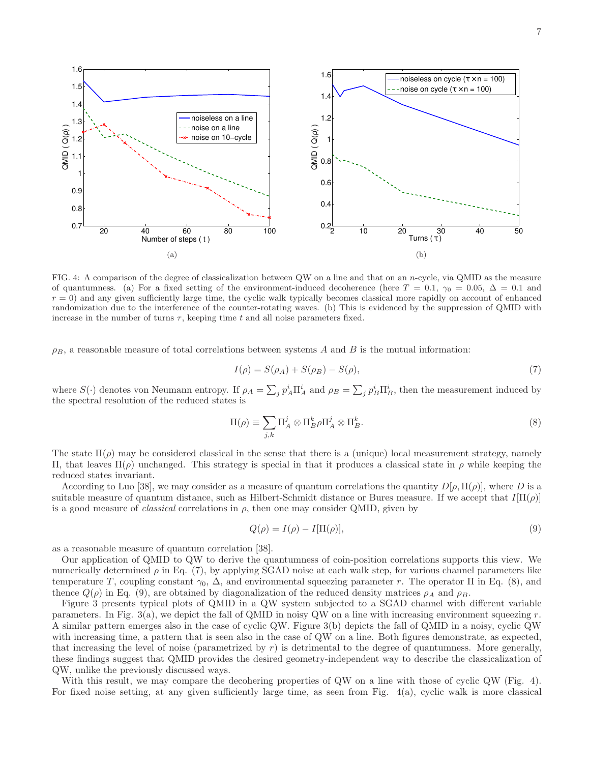FIG. 4: A comparison of the degree of classicalization between QW on a line and that on an $n$-cycle, via QMID as the measure of quantumness. (a) For a fixed setting of the environment-induced decoherence (here $T = 0.1$, $\gamma_0 = 0.05$, $\Delta = 0.1$ and $r = 0$) and any given sufficiently large time, the cyclic walk typically becomes classical more rapidly on account of enhanced randomization due to the interference of the counter-rotating waves. (b) This is evidenced by the suppression of QMID with increase in the number of turns $\tau$, keeping time $t$ and all noise parameters fixed.

$\rho_B$, a reasonable measure of total correlations between systems $A$ and $B$ is the mutual information:

$$I(\rho) = S(\rho_A) + S(\rho_B) - S(\rho), \tag{7}$$

where $S(\cdot)$ denotes von Neumann entropy. If $\rho_A = \sum_j p_A^i \Pi_A^i$ and $\rho_B = \sum_j p_B^i \Pi_B^i$, then the measurement induced by the spectral resolution of the reduced states is

$$\Pi(\rho) \equiv \sum_{j,k} \Pi_A^j \otimes \Pi_B^k \rho \Pi_A^j \otimes \Pi_B^k. \tag{8}$$

The state $\Pi(\rho)$ may be considered classical in the sense that there is a (unique) local measurement strategy, namely $\Pi$, that leaves $\Pi(\rho)$ unchanged. This strategy is special in that it produces a classical state in $\rho$ while keeping the reduced states invariant.

According to Luo [38], we may consider as a measure of quantum correlations the quantity $D[\rho, \Pi(\rho)]$, where $D$ is a suitable measure of quantum distance, such as Hilbert-Schmidt distance or Bures measure. If we accept that $I[\Pi(\rho)]$ is a good measure of *classical* correlations in $\rho$, then one may consider QMID, given by

$$Q(\rho) = I(\rho) - I[\Pi(\rho)], \tag{9}$$

as a reasonable measure of quantum correlation [38].

Our application of QMID to QW to derive the quantumness of coin-position correlations supports this view. We numerically determined $\rho$ in Eq. (7), by applying SGAD noise at each walk step, for various channel parameters like temperature $T$, coupling constant $\gamma_0$, $\Delta$, and environmental squeezing parameter $r$. The operator $\Pi$ in Eq. (8), and thence $Q(\rho)$ in Eq. (9), are obtained by diagonalization of the reduced density matrices $\rho_A$ and $\rho_B$.

Figure 3 presents typical plots of QMID in a QW system subjected to a SGAD channel with different variable parameters. In Fig. 3(a), we depict the fall of QMID in noisy QW on a line with increasing environment squeezing $r$. A similar pattern emerges also in the case of cyclic QW. Figure 3(b) depicts the fall of QMID in a noisy, cyclic QW with increasing time, a pattern that is seen also in the case of QW on a line. Both figures demonstrate, as expected, that increasing the level of noise (parametrized by $r$) is detrimental to the degree of quantumness. More generally, these findings suggest that QMID provides the desired geometry-independent way to describe the classicalization of QW, unlike the previously discussed ways.

With this result, we may compare the decohering properties of QW on a line with those of cyclic QW (Fig. 4). For fixed noise setting, at any given sufficiently large time, as seen from Fig. 4(a), cyclic walk is more classical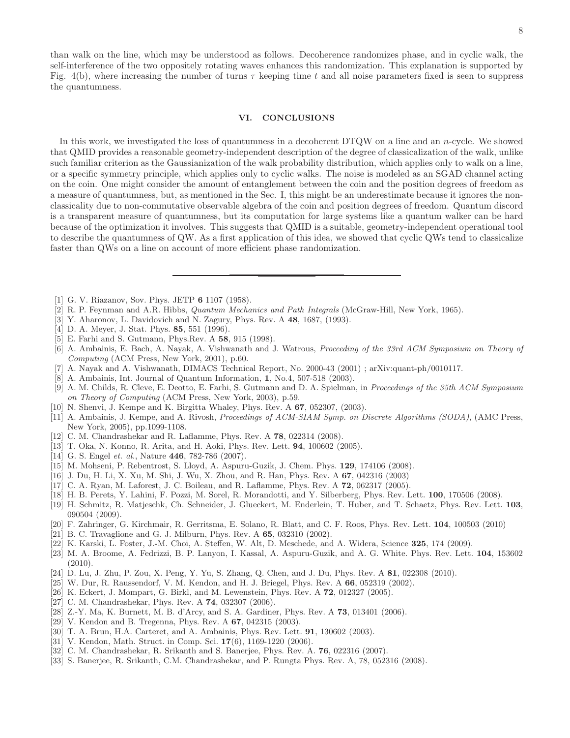than walk on the line, which may be understood as follows. Decoherence randomizes phase, and in cyclic walk, the self-interference of the two oppositely rotating waves enhances this randomization. This explanation is supported by Fig. 4(b), where increasing the number of turns $\tau$ keeping time $t$ and all noise parameters fixed is seen to suppress the quantumness.

## VI. CONCLUSIONS

In this work, we investigated the loss of quantumness in a decoherent DTQW on a line and an $n$-cycle. We showed that QMID provides a reasonable geometry-independent description of the degree of classicalization of the walk, unlike such familiar criterion as the Gaussianization of the walk probability distribution, which applies only to walk on a line, or a specific symmetry principle, which applies only to cyclic walks. The noise is modeled as an SGAD channel acting on the coin. One might consider the amount of entanglement between the coin and the position degrees of freedom as a measure of quantumness, but, as mentioned in the Sec. I, this might be an underestimate because it ignores the non-classicality due to non-commutative observable algebra of the coin and position degrees of freedom. Quantum discord is a transparent measure of quantumness, but its computation for large systems like a quantum walker can be hard because of the optimization it involves. This suggests that QMID is a suitable, geometry-independent operational tool to describe the quantumness of QW. As a first application of this idea, we showed that cyclic QWs tend to classicalize faster than QWs on a line on account of more efficient phase randomization.

---

[1] G. V. Riazanov, Sov. Phys. JETP **6** 1107 (1958).
[2] R. P. Feynman and A.R. Hibbs, *Quantum Mechanics and Path Integrals* (McGraw-Hill, New York, 1965).
[3] Y. Aharonov, L. Davidovich and N. Zagury, Phys. Rev. A **48**, 1687, (1993).
[4] D. A. Meyer, J. Stat. Phys. **85**, 551 (1996).
[5] E. Farhi and S. Gutmann, Phys.Rev. A **58**, 915 (1998).
[6] A. Ambainis, E. Bach, A. Nayak, A. Vishwanath and J. Watrous, *Proceeding of the 33rd ACM Symposium on Theory of Computing* (ACM Press, New York, 2001), p.60.
[7] A. Nayak and A. Vishwanath, DIMACS Technical Report, No. 2000-43 (2001) ; arXiv:quant-ph/0010117.
[8] A. Ambainis, Int. Journal of Quantum Information, **1**, No.4, 507-518 (2003).
[9] A. M. Childs, R. Cleve, E. Deotto, E. Farhi, S. Gutmann and D. A. Spielman, in *Proceedings of the 35th ACM Symposium on Theory of Computing* (ACM Press, New York, 2003), p.59.
[10] N. Shenvi, J. Kempe and K. Birgitta Whaley, Phys. Rev. A **67**, 052307, (2003).
[11] A. Ambainis, J. Kempe, and A. Rivosh, *Proceedings of ACM-SIAM Symp. on Discrete Algorithms (SODA)*, (AMC Press, New York, 2005), pp.1099-1108.
[12] C. M. Chandrashekar and R. Laflamme, Phys. Rev. A **78**, 022314 (2008).
[13] T. Oka, N. Konno, R. Arita, and H. Aoki, Phys. Rev. Lett. **94**, 100602 (2005).
[14] G. S. Engel *et. al.*, Nature **446**, 782-786 (2007).
[15] M. Mohseni, P. Rebentrost, S. Lloyd, A. Aspuru-Guzik, J. Chem. Phys. **129**, 174106 (2008).
[16] J. Du, H. Li, X. Xu, M. Shi, J. Wu, X. Zhou, and R. Han, Phys. Rev. A **67**, 042316 (2003)
[17] C. A. Ryan, M. Laforest, J. C. Boileau, and R. Laflamme, Phys. Rev. A **72**, 062317 (2005).
[18] H. B. Perets, Y. Lahini, F. Pozzi, M. Sorel, R. Morandotti, and Y. Silberberg, Phys. Rev. Lett. **100**, 170506 (2008).
[19] H. Schmitz, R. Matjeschk, Ch. Schneider, J. Glueckert, M. Enderlein, T. Huber, and T. Schaetz, Phys. Rev. Lett. **103**, 090504 (2009).
[20] F. Zahringer, G. Kirchmair, R. Gerritsma, E. Solano, R. Blatt, and C. F. Roos, Phys. Rev. Lett. **104**, 100503 (2010)
[21] B. C. Travaglione and G. J. Milburn, Phys. Rev. A **65**, 032310 (2002).
[22] K. Karski, L. Foster, J.-M. Choi, A. Steffen, W. Alt, D. Meschede, and A. Widera, Science **325**, 174 (2009).
[23] M. A. Broome, A. Fedrizzi, B. P. Lanyon, I. Kassal, A. Aspuru-Guzik, and A. G. White. Phys. Rev. Lett. **104**, 153602 (2010).
[24] D. Lu, J. Zhu, P. Zou, X. Peng, Y. Yu, S. Zhang, Q. Chen, and J. Du, Phys. Rev. A **81**, 022308 (2010).
[25] W. Dur, R. Raussendorf, V. M. Kendon, and H. J. Briegel, Phys. Rev. A **66**, 052319 (2002).
[26] K. Eckert, J. Mompart, G. Birkl, and M. Lewenstein, Phys. Rev. A **72**, 012327 (2005).
[27] C. M. Chandrashekar, Phys. Rev. A **74**, 032307 (2006).
[28] Z.-Y. Ma, K. Burnett, M. B. d'Arcy, and S. A. Gardiner, Phys. Rev. A **73**, 013401 (2006).
[29] V. Kendon and B. Tregenna, Phys. Rev. A **67**, 042315 (2003).
[30] T. A. Brun, H.A. Carteret, and A. Ambainis, Phys. Rev. Lett. **91**, 130602 (2003).
[31] V. Kendon, Math. Struct. in Comp. Sci. **17**(6), 1169-1220 (2006).
[32] C. M. Chandrashekar, R. Srikanth and S. Banerjee, Phys. Rev. A. **76**, 022316 (2007).
[33] S. Banerjee, R. Srikanth, C.M. Chandrashekar, and P. Rungta Phys. Rev. A, 78, 052316 (2008).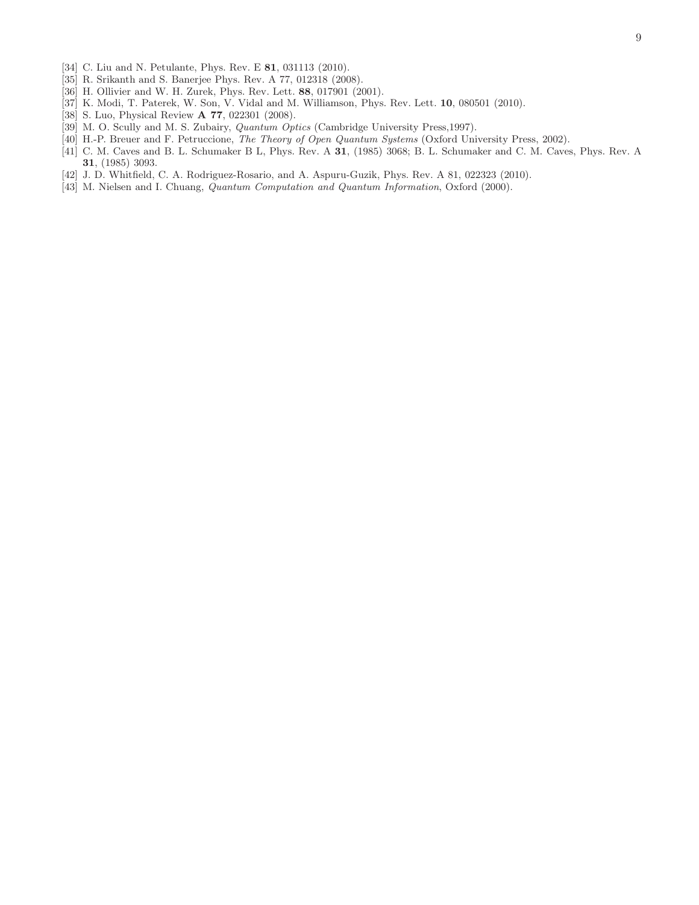[34] C. Liu and N. Petulante, Phys. Rev. E **81**, 031113 (2010).
[35] R. Srikanth and S. Banerjee Phys. Rev. A 77, 012318 (2008).
[36] H. Ollivier and W. H. Zurek, Phys. Rev. Lett. **88**, 017901 (2001).
[37] K. Modi, T. Paterek, W. Son, V. Vidal and M. Williamson, Phys. Rev. Lett. **10**, 080501 (2010).
[38] S. Luo, Physical Review **A 77**, 022301 (2008).
[39] M. O. Scully and M. S. Zubairy, *Quantum Optics* (Cambridge University Press,1997).
[40] H.-P. Breuer and F. Petruccione, *The Theory of Open Quantum Systems* (Oxford University Press, 2002).
[41] C. M. Caves and B. L. Schumaker B L, Phys. Rev. A **31**, (1985) 3068; B. L. Schumaker and C. M. Caves, Phys. Rev. A **31**, (1985) 3093.
[42] J. D. Whitfield, C. A. Rodriguez-Rosario, and A. Aspuru-Guzik, Phys. Rev. A 81, 022323 (2010).
[43] M. Nielsen and I. Chuang, *Quantum Computation and Quantum Information*, Oxford (2000).